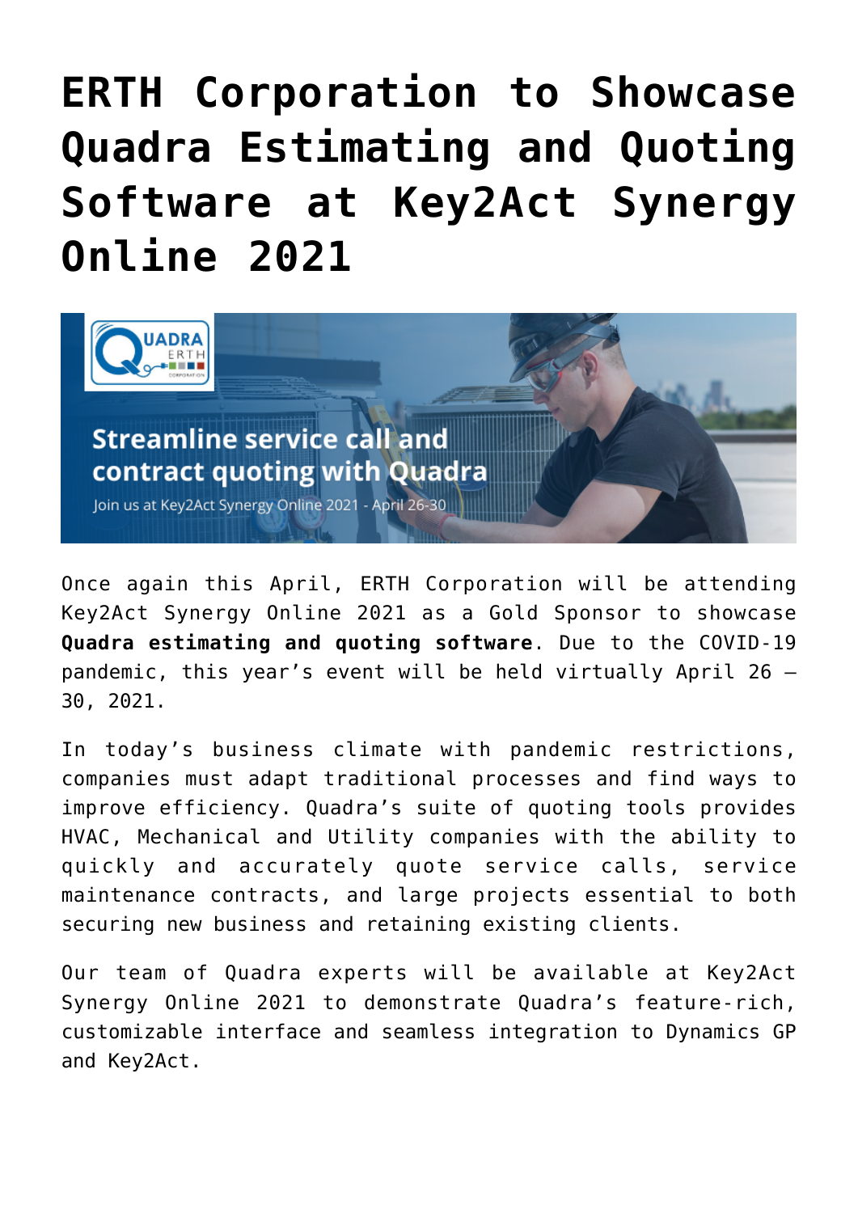# ERTH Corporation to Showcase Quadra Estimating and Quoting Software at Key2Act Synergy Online 2021

Once again this April, ERTH Corporation will be attending Key2Act Synergy Online 2021 as a Gold Sponsor to showcase **Quadra estimating and quoting software**. Due to the COVID-19 pandemic, this year's event will be held virtually April 26 – 30, 2021.

In today's business climate with pandemic restrictions, companies must adapt traditional processes and find ways to improve efficiency. Quadra's suite of quoting tools provides HVAC, Mechanical and Utility companies with the ability to quickly and accurately quote service calls, service maintenance contracts, and large projects essential to both securing new business and retaining existing clients.

Our team of Quadra experts will be available at Key2Act Synergy Online 2021 to demonstrate Quadra's feature-rich, customizable interface and seamless integration to Dynamics GP and Key2Act.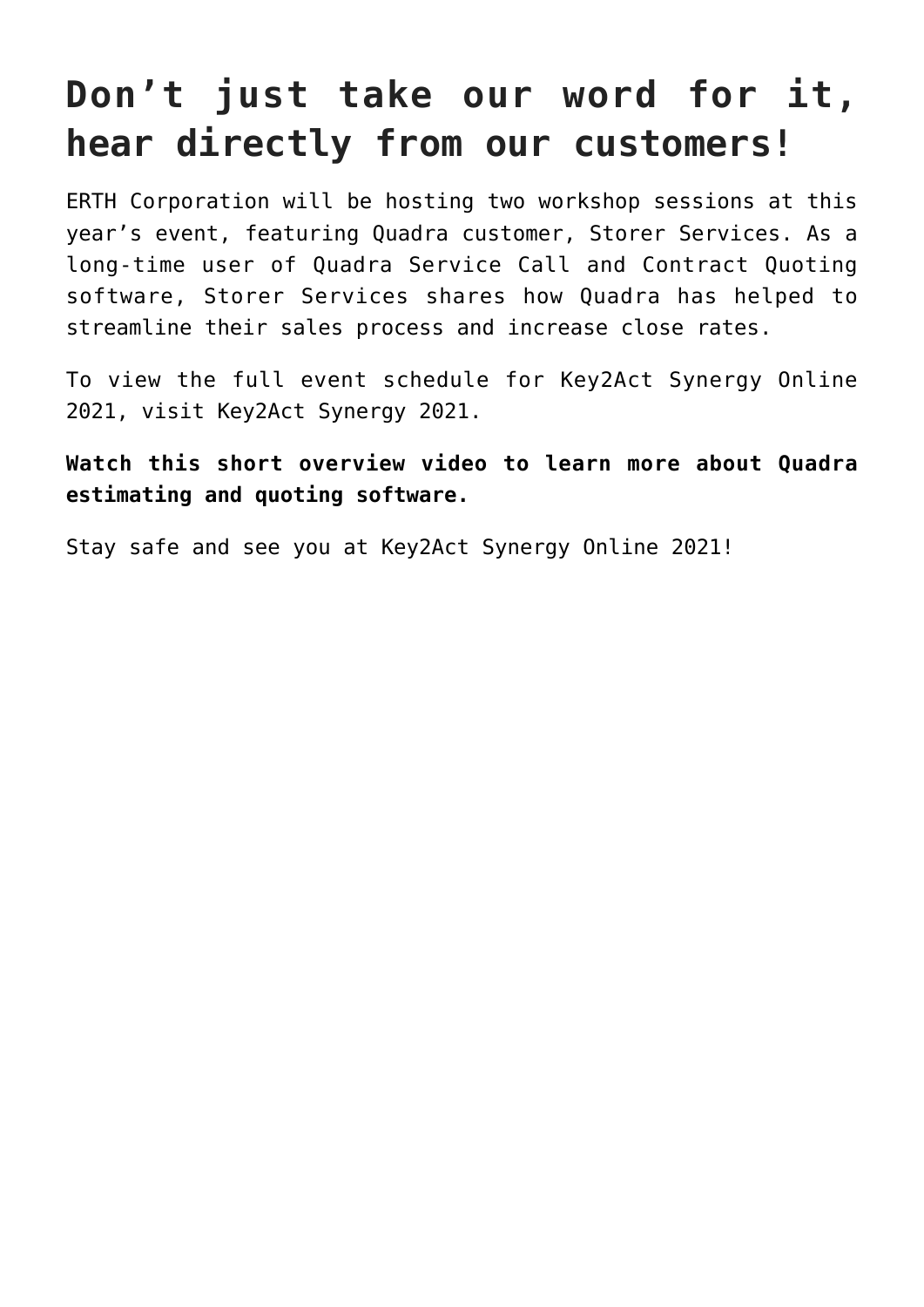## Don't just take our word for it, hear directly from our customers!

ERTH Corporation will be hosting two workshop sessions at this year's event, featuring Quadra customer, Storer Services. As a long-time user of Quadra Service Call and Contract Quoting software, Storer Services shares how Quadra has helped to streamline their sales process and increase close rates.

To view the full event schedule for Key2Act Synergy Online 2021, visit Key2Act Synergy 2021.

**Watch this short overview video to learn more about Quadra estimating and quoting software.**

Stay safe and see you at Key2Act Synergy Online 2021!